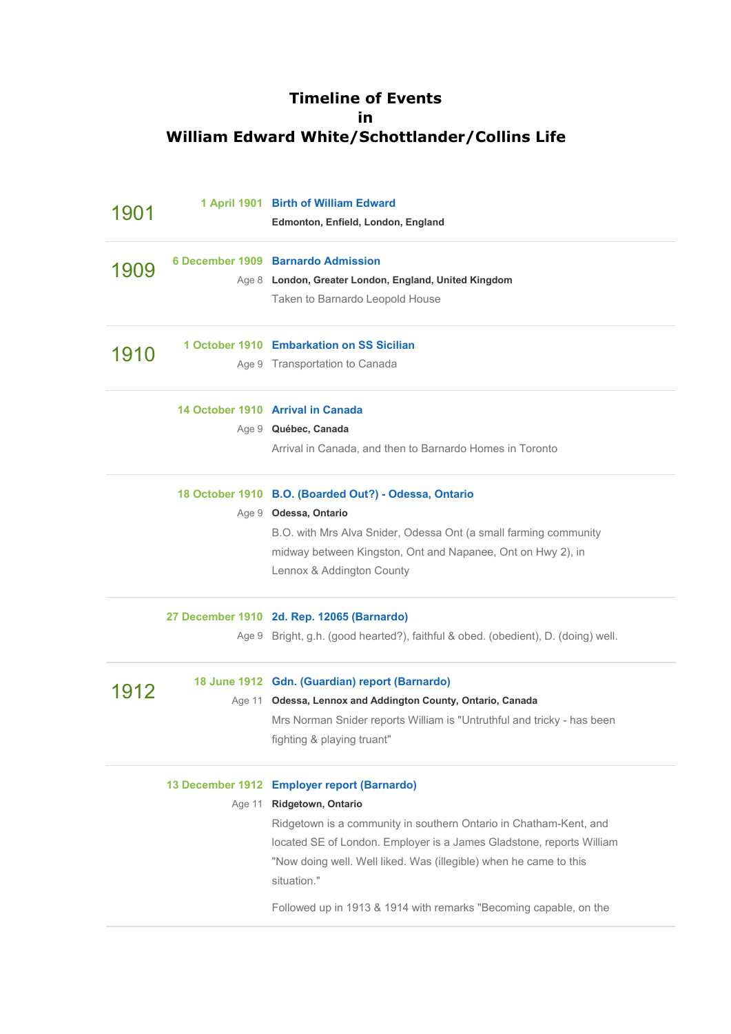# Timeline of Events in William Edward White/Schottlander/Collins Life

## 1901

**1 April 1901** — **Birth of William Edward**

**Edmonton, Enfield, London, England**

## 1909

**6 December 1909** — **Barnardo Admission**

Age 8 — **London, Greater London, England, United Kingdom**

Taken to Barnardo Leopold House

## 1910

**1 October 1910** — **Embarkation on SS Sicilian**

Age 9 — Transportation to Canada

**14 October 1910** — **Arrival in Canada**

Age 9 — **Québec, Canada**

Arrival in Canada, and then to Barnardo Homes in Toronto

**18 October 1910** — **B.O. (Boarded Out?) - Odessa, Ontario**

Age 9 — **Odessa, Ontario**

B.O. with Mrs Alva Snider, Odessa Ont (a small farming community midway between Kingston, Ont and Napanee, Ont on Hwy 2), in Lennox & Addington County

**27 December 1910** — **2d. Rep. 12065 (Barnardo)**

Age 9 — Bright, g.h. (good hearted?), faithful & obed. (obedient), D. (doing) well.

## 1912

**18 June 1912** — **Gdn. (Guardian) report (Barnardo)**

Age 11 — **Odessa, Lennox and Addington County, Ontario, Canada**

Mrs Norman Snider reports William is "Untruthful and tricky - has been fighting & playing truant"

**13 December 1912** — **Employer report (Barnardo)**

Age 11 — **Ridgetown, Ontario**

Ridgetown is a community in southern Ontario in Chatham-Kent, and located SE of London. Employer is a James Gladstone, reports William "Now doing well. Well liked. Was (illegible) when he came to this situation."

Followed up in 1913 & 1914 with remarks "Becoming capable, on the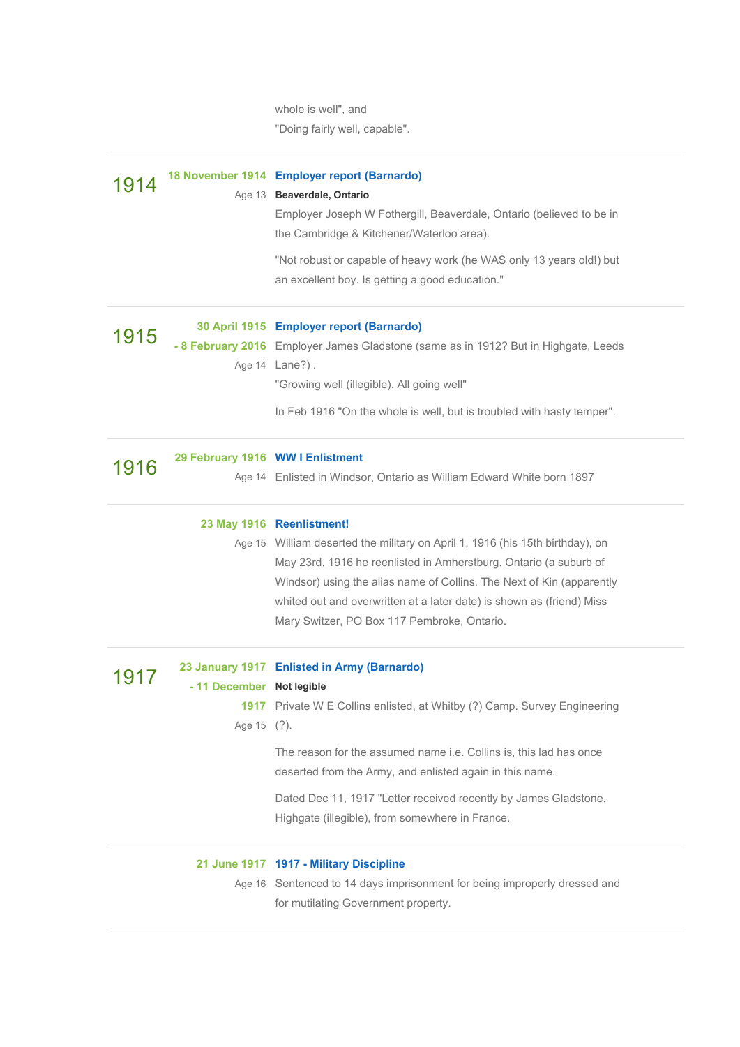whole is well", and
"Doing fairly well, capable".

---

## 1914

**18 November 1914** — Age 13

### Employer report (Barnardo)

**Beaverdale, Ontario**

Employer Joseph W Fothergill, Beaverdale, Ontario (believed to be in the Cambridge & Kitchener/Waterloo area).

"Not robust or capable of heavy work (he WAS only 13 years old!) but an excellent boy. Is getting a good education."

---

## 1915

**30 April 1915 - 8 February 2016** — Age 14

### Employer report (Barnardo)

Employer James Gladstone (same as in 1912? But in Highgate, Leeds Lane?) .

"Growing well (illegible). All going well"

In Feb 1916 "On the whole is well, but is troubled with hasty temper".

---

## 1916

**29 February 1916** — Age 14

### WW I Enlistment

Enlisted in Windsor, Ontario as William Edward White born 1897

---

**23 May 1916** — Age 15

### Reenlistment!

William deserted the military on April 1, 1916 (his 15th birthday), on May 23rd, 1916 he reenlisted in Amherstburg, Ontario (a suburb of Windsor) using the alias name of Collins. The Next of Kin (apparently whited out and overwritten at a later date) is shown as (friend) Miss Mary Switzer, PO Box 117 Pembroke, Ontario.

---

## 1917

**23 January 1917 - 11 December 1917** — Age 15

### Enlisted in Army (Barnardo)

**Not legible**

Private W E Collins enlisted, at Whitby (?) Camp. Survey Engineering (?).

The reason for the assumed name i.e. Collins is, this lad has once deserted from the Army, and enlisted again in this name.

Dated Dec 11, 1917 "Letter received recently by James Gladstone, Highgate (illegible), from somewhere in France.

---

**21 June 1917** — Age 16

### 1917 - Military Discipline

Sentenced to 14 days imprisonment for being improperly dressed and for mutilating Government property.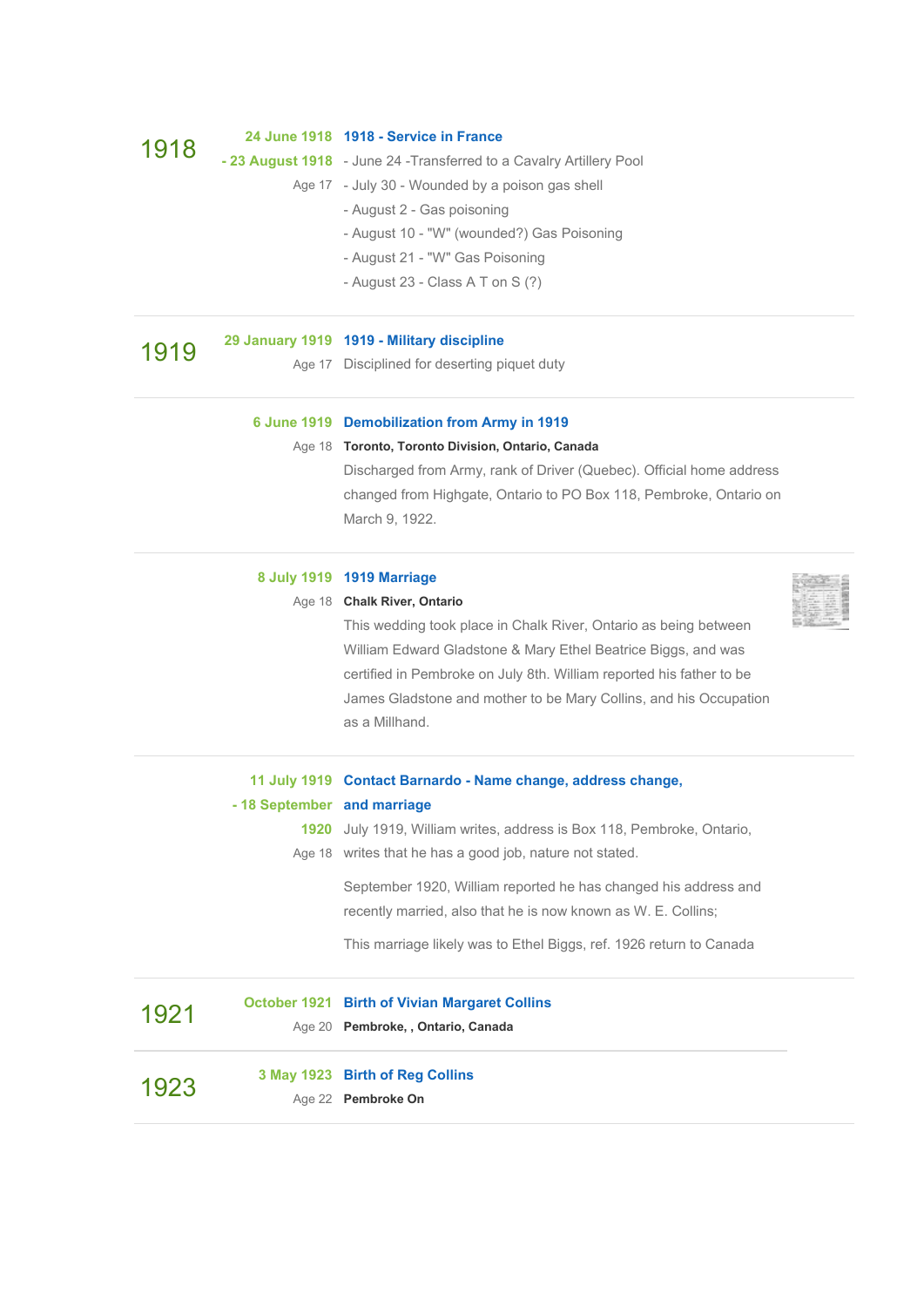## 1918

**24 June 1918 - 23 August 1918**
Age 17

### 1918 - Service in France

- June 24 -Transferred to a Cavalry Artillery Pool
- July 30 - Wounded by a poison gas shell
- August 2 - Gas poisoning
- August 10 - "W" (wounded?) Gas Poisoning
- August 21 - "W" Gas Poisoning
- August 23 - Class A T on S (?)

---

## 1919

**29 January 1919**
Age 17

### 1919 - Military discipline

Disciplined for deserting piquet duty

---

**6 June 1919**
Age 18

### Demobilization from Army in 1919

**Toronto, Toronto Division, Ontario, Canada**

Discharged from Army, rank of Driver (Quebec). Official home address changed from Highgate, Ontario to PO Box 118, Pembroke, Ontario on March 9, 1922.

---

**8 July 1919**
Age 18

### 1919 Marriage

**Chalk River, Ontario**

This wedding took place in Chalk River, Ontario as being between William Edward Gladstone & Mary Ethel Beatrice Biggs, and was certified in Pembroke on July 8th. William reported his father to be James Gladstone and mother to be Mary Collins, and his Occupation as a Millhand.

---

**11 July 1919 - 18 September 1920**
Age 18

### Contact Barnardo - Name change, address change, and marriage

July 1919, William writes, address is Box 118, Pembroke, Ontario, writes that he has a good job, nature not stated.

September 1920, William reported he has changed his address and recently married, also that he is now known as W. E. Collins;

This marriage likely was to Ethel Biggs, ref. 1926 return to Canada

---

## 1921

**October 1921**
Age 20

### Birth of Vivian Margaret Collins

**Pembroke, , Ontario, Canada**

---

## 1923

**3 May 1923**
Age 22

### Birth of Reg Collins

**Pembroke On**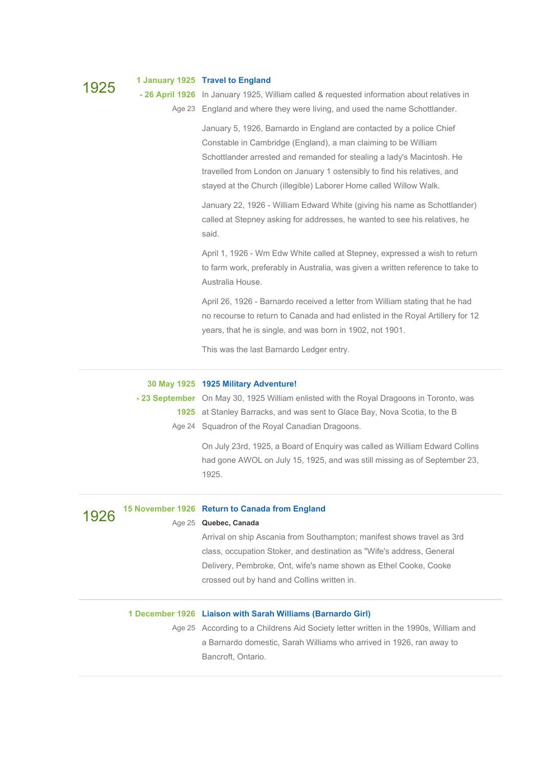## 1925

**1 January 1925 - 26 April 1926**
Age 23

### Travel to England

In January 1925, William called & requested information about relatives in England and where they were living, and used the name Schottlander.

January 5, 1926, Barnardo in England are contacted by a police Chief Constable in Cambridge (England), a man claiming to be William Schottlander arrested and remanded for stealing a lady's Macintosh. He travelled from London on January 1 ostensibly to find his relatives, and stayed at the Church (illegible) Laborer Home called Willow Walk.

January 22, 1926 - William Edward White (giving his name as Schottlander) called at Stepney asking for addresses, he wanted to see his relatives, he said.

April 1, 1926 - Wm Edw White called at Stepney, expressed a wish to return to farm work, preferably in Australia, was given a written reference to take to Australia House.

April 26, 1926 - Barnardo received a letter from William stating that he had no recourse to return to Canada and had enlisted in the Royal Artillery for 12 years, that he is single, and was born in 1902, not 1901.

This was the last Barnardo Ledger entry.

---

**30 May 1925 - 23 September 1925**
Age 24

### 1925 Military Adventure!

On May 30, 1925 William enlisted with the Royal Dragoons in Toronto, was at Stanley Barracks, and was sent to Glace Bay, Nova Scotia, to the B Squadron of the Royal Canadian Dragoons.

On July 23rd, 1925, a Board of Enquiry was called as William Edward Collins had gone AWOL on July 15, 1925, and was still missing as of September 23, 1925.

---

## 1926

**15 November 1926**
Age 25

### Return to Canada from England

**Quebec, Canada**

Arrival on ship Ascania from Southampton; manifest shows travel as 3rd class, occupation Stoker, and destination as "Wife's address, General Delivery, Pembroke, Ont, wife's name shown as Ethel Cooke, Cooke crossed out by hand and Collins written in.

---

**1 December 1926**
Age 25

### Liaison with Sarah Williams (Barnardo Girl)

According to a Childrens Aid Society letter written in the 1990s, William and a Barnardo domestic, Sarah Williams who arrived in 1926, ran away to Bancroft, Ontario.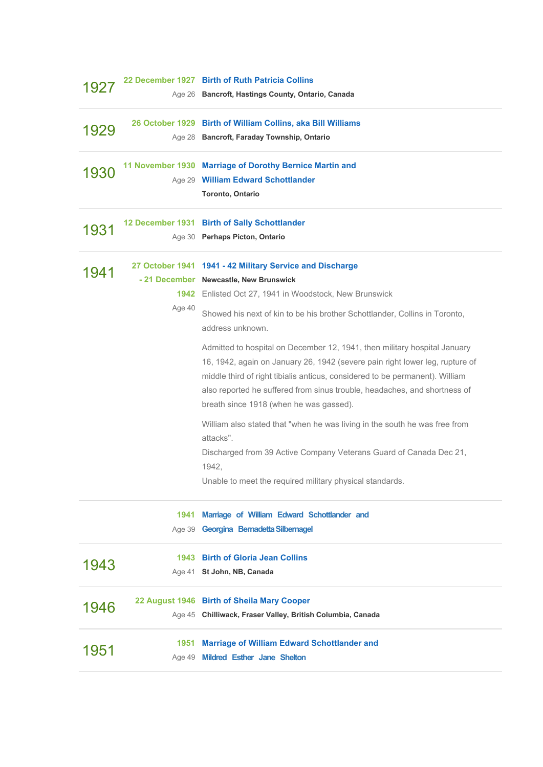## 1927

**22 December 1927** — **Birth of Ruth Patricia Collins**
Age 26 — **Bancroft, Hastings County, Ontario, Canada**

---

## 1929

**26 October 1929** — **Birth of William Collins, aka Bill Williams**
Age 28 — **Bancroft, Faraday Township, Ontario**

---

## 1930

**11 November 1930** — **Marriage of Dorothy Bernice Martin and William Edward Schottlander**
Age 29 — **Toronto, Ontario**

---

## 1931

**12 December 1931** — **Birth of Sally Schottlander**
Age 30 — **Perhaps Picton, Ontario**

---

## 1941

**27 October 1941 - 21 December 1942** — **1941 - 42 Military Service and Discharge**
Age 40 — **Newcastle, New Brunswick**

Enlisted Oct 27, 1941 in Woodstock, New Brunswick

Showed his next of kin to be his brother Schottlander, Collins in Toronto, address unknown.

Admitted to hospital on December 12, 1941, then military hospital January 16, 1942, again on January 26, 1942 (severe pain right lower leg, rupture of middle third of right tibialis anticus, considered to be permanent). William also reported he suffered from sinus trouble, headaches, and shortness of breath since 1918 (when he was gassed).

William also stated that "when he was living in the south he was free from attacks".
Discharged from 39 Active Company Veterans Guard of Canada Dec 21, 1942,
Unable to meet the required military physical standards.

---

**1941** — **Marriage of William Edward Schottlander and Georgina Bernadetta Silbernagel**
Age 39

---

## 1943

**1943** — **Birth of Gloria Jean Collins**
Age 41 — **St John, NB, Canada**

---

## 1946

**22 August 1946** — **Birth of Sheila Mary Cooper**
Age 45 — **Chilliwack, Fraser Valley, British Columbia, Canada**

---

## 1951

**1951** — **Marriage of William Edward Schottlander and Mildred Esther Jane Shelton**
Age 49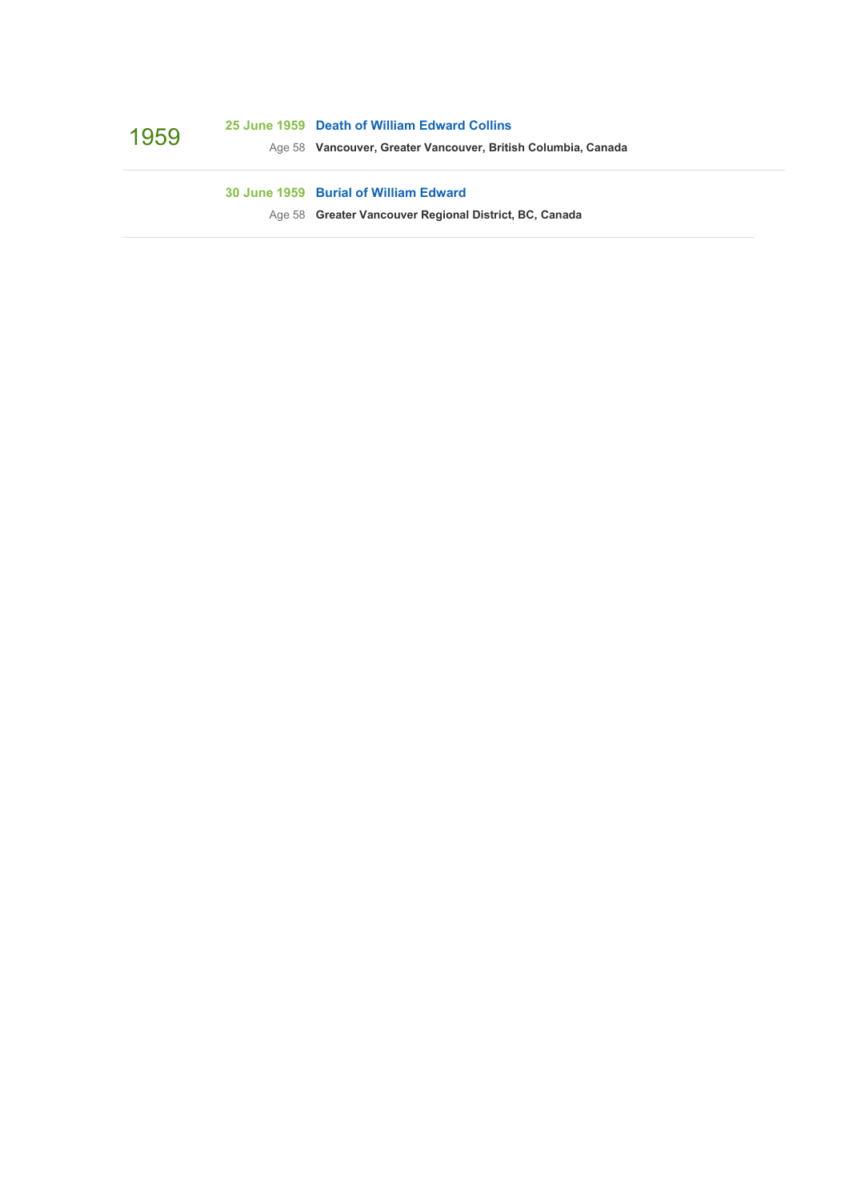## 1959

**25 June 1959** **Death of William Edward Collins**

Age 58 **Vancouver, Greater Vancouver, British Columbia, Canada**

**30 June 1959** **Burial of William Edward**

Age 58 **Greater Vancouver Regional District, BC, Canada**